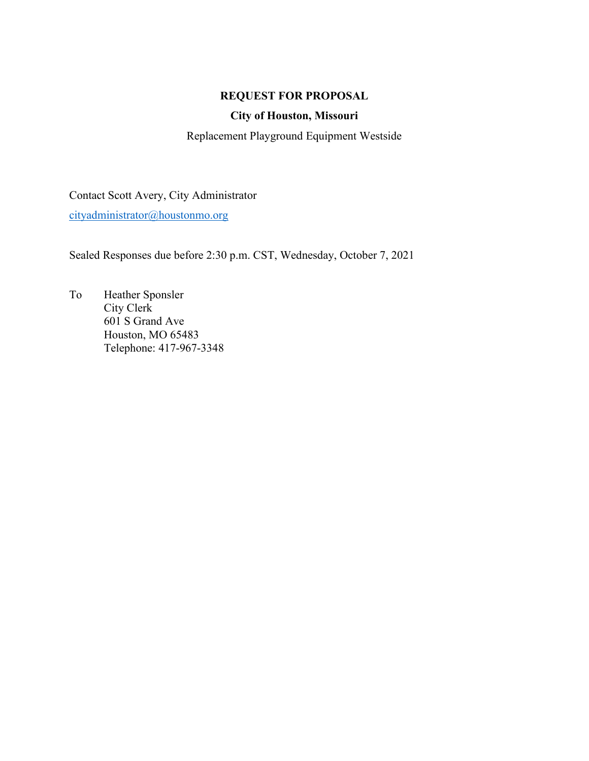# REQUEST FOR PROPOSAL

## City of Houston, Missouri

Replacement Playground Equipment Westside

Contact Scott Avery, City Administrator

cityadministrator@houstonmo.org

Sealed Responses due before 2:30 p.m. CST, Wednesday, October 7, 2021

To Heather Sponsler
City Clerk
601 S Grand Ave
Houston, MO 65483
Telephone: 417-967-3348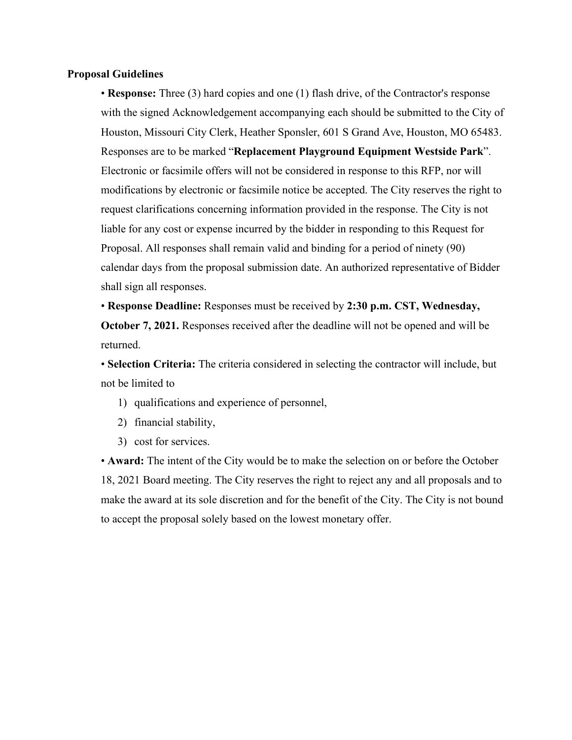**Proposal Guidelines**

- **Response:** Three (3) hard copies and one (1) flash drive, of the Contractor's response with the signed Acknowledgement accompanying each should be submitted to the City of Houston, Missouri City Clerk, Heather Sponsler, 601 S Grand Ave, Houston, MO 65483. Responses are to be marked "**Replacement Playground Equipment Westside Park**". Electronic or facsimile offers will not be considered in response to this RFP, nor will modifications by electronic or facsimile notice be accepted. The City reserves the right to request clarifications concerning information provided in the response. The City is not liable for any cost or expense incurred by the bidder in responding to this Request for Proposal. All responses shall remain valid and binding for a period of ninety (90) calendar days from the proposal submission date. An authorized representative of Bidder shall sign all responses.
- **Response Deadline:** Responses must be received by **2:30 p.m. CST, Wednesday, October 7, 2021.** Responses received after the deadline will not be opened and will be returned.
- **Selection Criteria:** The criteria considered in selecting the contractor will include, but not be limited to
  1) qualifications and experience of personnel,
  2) financial stability,
  3) cost for services.
- **Award:** The intent of the City would be to make the selection on or before the October 18, 2021 Board meeting. The City reserves the right to reject any and all proposals and to make the award at its sole discretion and for the benefit of the City. The City is not bound to accept the proposal solely based on the lowest monetary offer.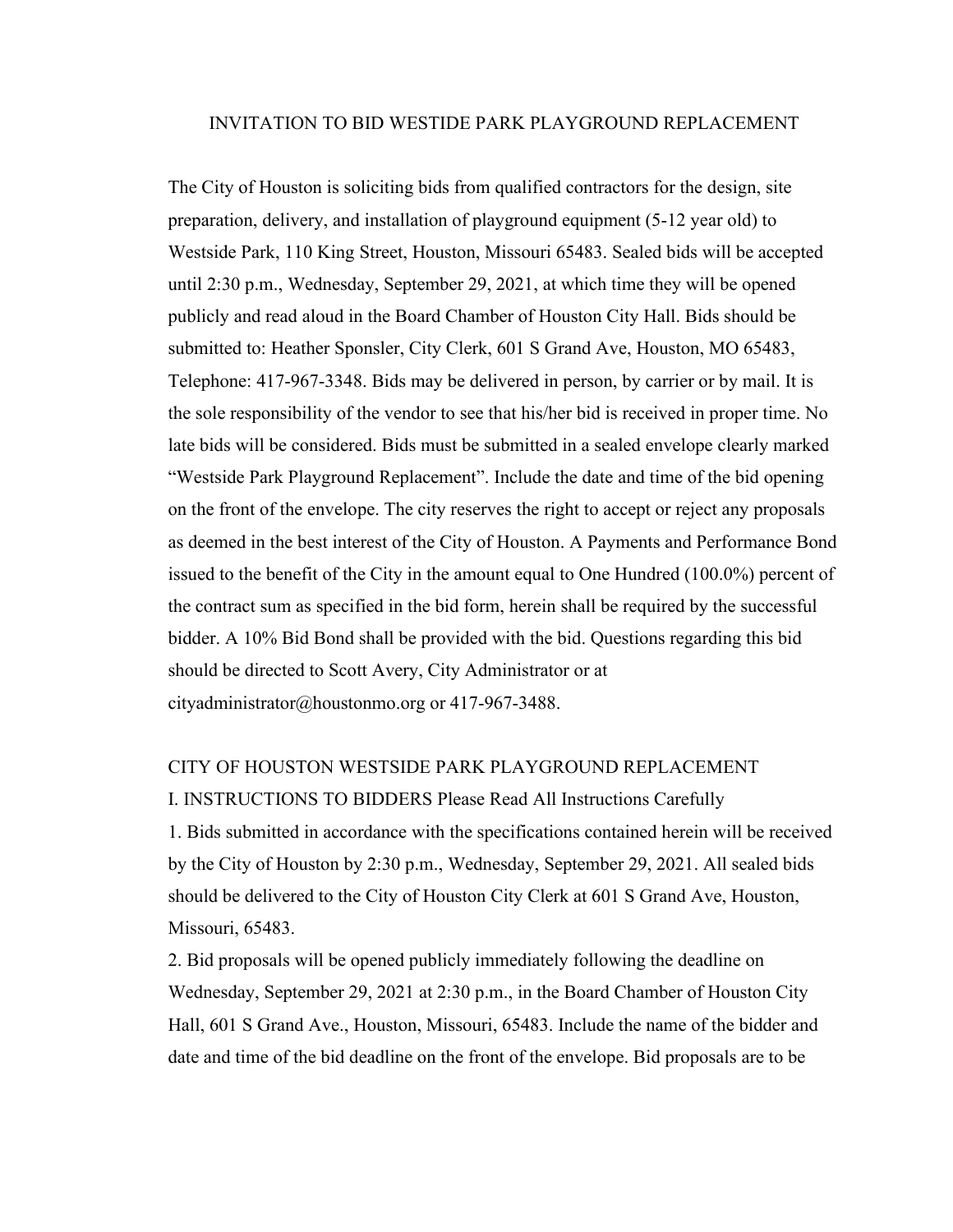## INVITATION TO BID WESTIDE PARK PLAYGROUND REPLACEMENT

The City of Houston is soliciting bids from qualified contractors for the design, site preparation, delivery, and installation of playground equipment (5-12 year old) to Westside Park, 110 King Street, Houston, Missouri 65483. Sealed bids will be accepted until 2:30 p.m., Wednesday, September 29, 2021, at which time they will be opened publicly and read aloud in the Board Chamber of Houston City Hall. Bids should be submitted to: Heather Sponsler, City Clerk, 601 S Grand Ave, Houston, MO 65483, Telephone: 417-967-3348. Bids may be delivered in person, by carrier or by mail. It is the sole responsibility of the vendor to see that his/her bid is received in proper time. No late bids will be considered. Bids must be submitted in a sealed envelope clearly marked "Westside Park Playground Replacement". Include the date and time of the bid opening on the front of the envelope. The city reserves the right to accept or reject any proposals as deemed in the best interest of the City of Houston. A Payments and Performance Bond issued to the benefit of the City in the amount equal to One Hundred (100.0%) percent of the contract sum as specified in the bid form, herein shall be required by the successful bidder. A 10% Bid Bond shall be provided with the bid. Questions regarding this bid should be directed to Scott Avery, City Administrator or at cityadministrator@houstonmo.org or 417-967-3488.

## CITY OF HOUSTON WESTSIDE PARK PLAYGROUND REPLACEMENT

### I. INSTRUCTIONS TO BIDDERS Please Read All Instructions Carefully

1. Bids submitted in accordance with the specifications contained herein will be received by the City of Houston by 2:30 p.m., Wednesday, September 29, 2021. All sealed bids should be delivered to the City of Houston City Clerk at 601 S Grand Ave, Houston, Missouri, 65483.
2. Bid proposals will be opened publicly immediately following the deadline on Wednesday, September 29, 2021 at 2:30 p.m., in the Board Chamber of Houston City Hall, 601 S Grand Ave., Houston, Missouri, 65483. Include the name of the bidder and date and time of the bid deadline on the front of the envelope. Bid proposals are to be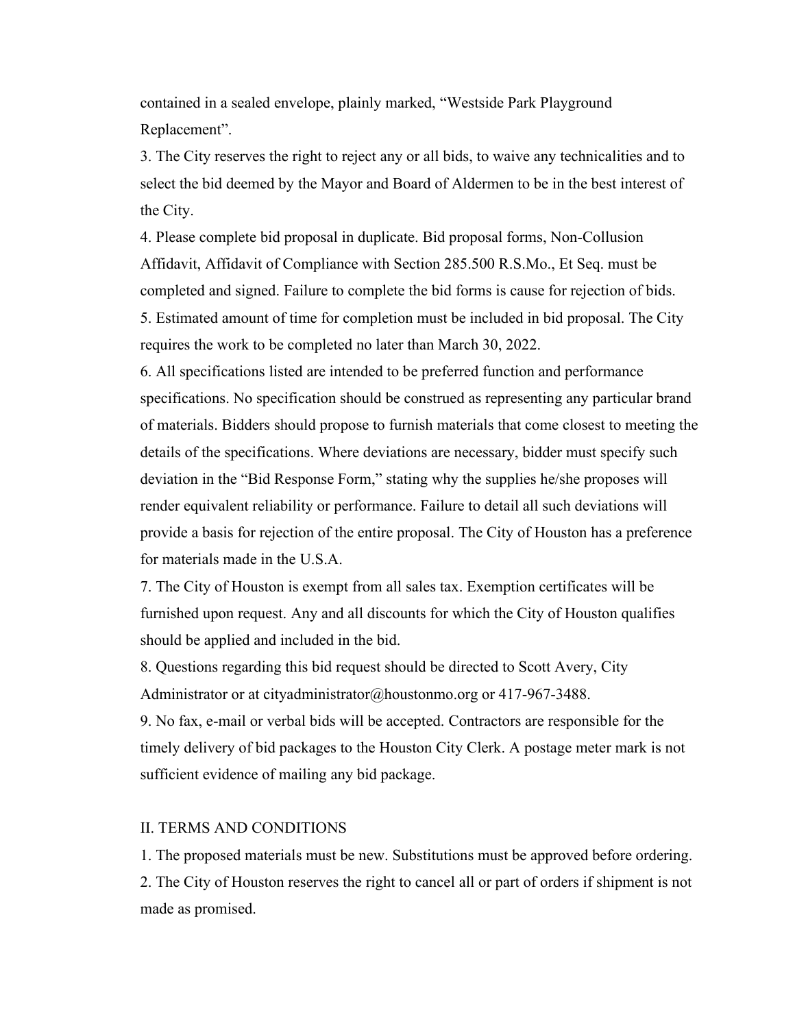contained in a sealed envelope, plainly marked, "Westside Park Playground Replacement".

3. The City reserves the right to reject any or all bids, to waive any technicalities and to select the bid deemed by the Mayor and Board of Aldermen to be in the best interest of the City.

4. Please complete bid proposal in duplicate. Bid proposal forms, Non-Collusion Affidavit, Affidavit of Compliance with Section 285.500 R.S.Mo., Et Seq. must be completed and signed. Failure to complete the bid forms is cause for rejection of bids.

5. Estimated amount of time for completion must be included in bid proposal. The City requires the work to be completed no later than March 30, 2022.

6. All specifications listed are intended to be preferred function and performance specifications. No specification should be construed as representing any particular brand of materials. Bidders should propose to furnish materials that come closest to meeting the details of the specifications. Where deviations are necessary, bidder must specify such deviation in the "Bid Response Form," stating why the supplies he/she proposes will render equivalent reliability or performance. Failure to detail all such deviations will provide a basis for rejection of the entire proposal. The City of Houston has a preference for materials made in the U.S.A.

7. The City of Houston is exempt from all sales tax. Exemption certificates will be furnished upon request. Any and all discounts for which the City of Houston qualifies should be applied and included in the bid.

8. Questions regarding this bid request should be directed to Scott Avery, City Administrator or at cityadministrator@houstonmo.org or 417-967-3488.

9. No fax, e-mail or verbal bids will be accepted. Contractors are responsible for the timely delivery of bid packages to the Houston City Clerk. A postage meter mark is not sufficient evidence of mailing any bid package.

## II. TERMS AND CONDITIONS

1. The proposed materials must be new. Substitutions must be approved before ordering.

2. The City of Houston reserves the right to cancel all or part of orders if shipment is not made as promised.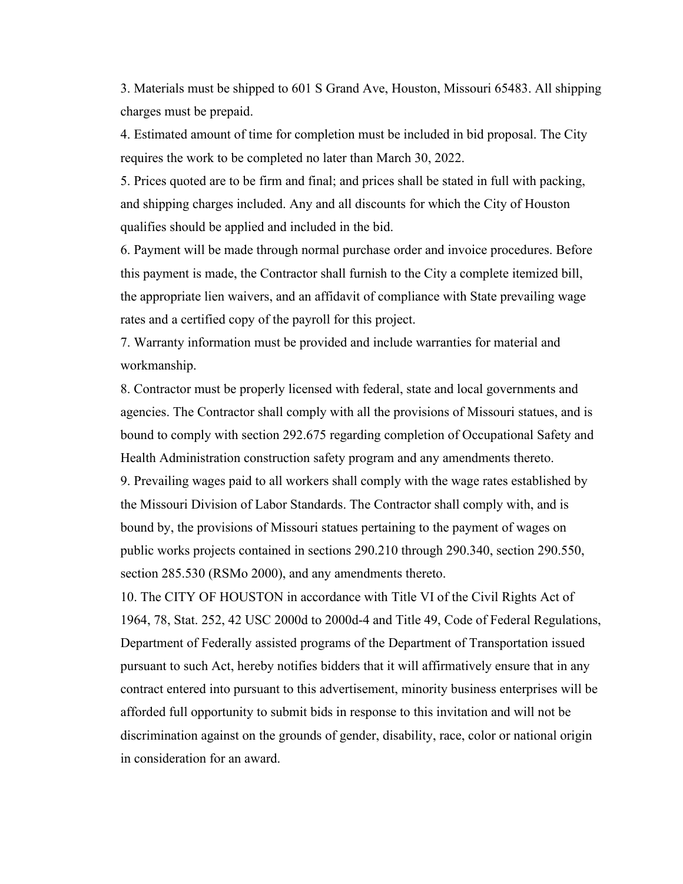3. Materials must be shipped to 601 S Grand Ave, Houston, Missouri 65483. All shipping charges must be prepaid.

4. Estimated amount of time for completion must be included in bid proposal. The City requires the work to be completed no later than March 30, 2022.

5. Prices quoted are to be firm and final; and prices shall be stated in full with packing, and shipping charges included. Any and all discounts for which the City of Houston qualifies should be applied and included in the bid.

6. Payment will be made through normal purchase order and invoice procedures. Before this payment is made, the Contractor shall furnish to the City a complete itemized bill, the appropriate lien waivers, and an affidavit of compliance with State prevailing wage rates and a certified copy of the payroll for this project.

7. Warranty information must be provided and include warranties for material and workmanship.

8. Contractor must be properly licensed with federal, state and local governments and agencies. The Contractor shall comply with all the provisions of Missouri statues, and is bound to comply with section 292.675 regarding completion of Occupational Safety and Health Administration construction safety program and any amendments thereto.

9. Prevailing wages paid to all workers shall comply with the wage rates established by the Missouri Division of Labor Standards. The Contractor shall comply with, and is bound by, the provisions of Missouri statues pertaining to the payment of wages on public works projects contained in sections 290.210 through 290.340, section 290.550, section 285.530 (RSMo 2000), and any amendments thereto.

10. The CITY OF HOUSTON in accordance with Title VI of the Civil Rights Act of 1964, 78, Stat. 252, 42 USC 2000d to 2000d-4 and Title 49, Code of Federal Regulations, Department of Federally assisted programs of the Department of Transportation issued pursuant to such Act, hereby notifies bidders that it will affirmatively ensure that in any contract entered into pursuant to this advertisement, minority business enterprises will be afforded full opportunity to submit bids in response to this invitation and will not be discrimination against on the grounds of gender, disability, race, color or national origin in consideration for an award.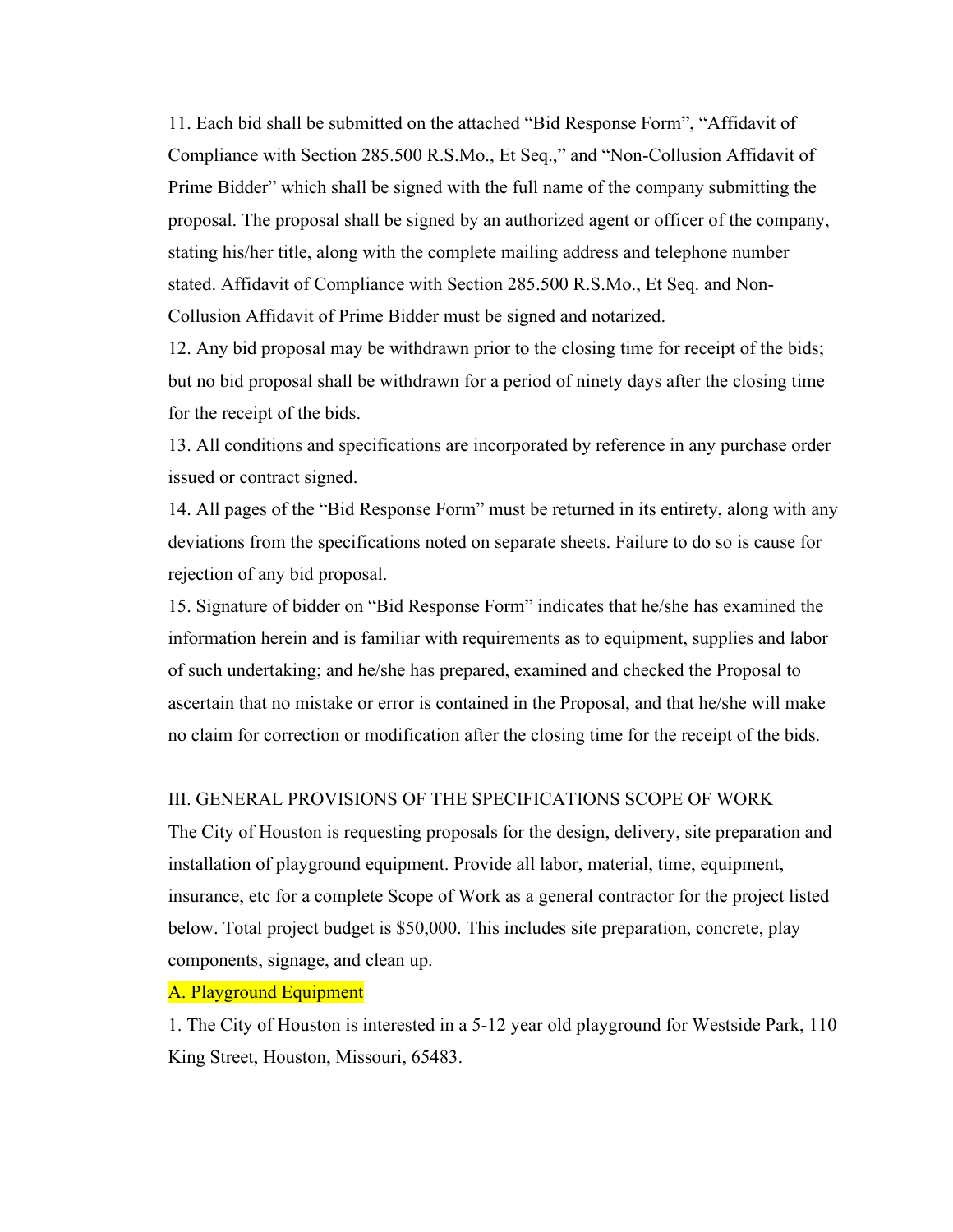11. Each bid shall be submitted on the attached "Bid Response Form", "Affidavit of Compliance with Section 285.500 R.S.Mo., Et Seq.," and "Non-Collusion Affidavit of Prime Bidder" which shall be signed with the full name of the company submitting the proposal. The proposal shall be signed by an authorized agent or officer of the company, stating his/her title, along with the complete mailing address and telephone number stated. Affidavit of Compliance with Section 285.500 R.S.Mo., Et Seq. and Non-Collusion Affidavit of Prime Bidder must be signed and notarized.

12. Any bid proposal may be withdrawn prior to the closing time for receipt of the bids; but no bid proposal shall be withdrawn for a period of ninety days after the closing time for the receipt of the bids.

13. All conditions and specifications are incorporated by reference in any purchase order issued or contract signed.

14. All pages of the "Bid Response Form" must be returned in its entirety, along with any deviations from the specifications noted on separate sheets. Failure to do so is cause for rejection of any bid proposal.

15. Signature of bidder on "Bid Response Form" indicates that he/she has examined the information herein and is familiar with requirements as to equipment, supplies and labor of such undertaking; and he/she has prepared, examined and checked the Proposal to ascertain that no mistake or error is contained in the Proposal, and that he/she will make no claim for correction or modification after the closing time for the receipt of the bids.

## III. GENERAL PROVISIONS OF THE SPECIFICATIONS SCOPE OF WORK

The City of Houston is requesting proposals for the design, delivery, site preparation and installation of playground equipment. Provide all labor, material, time, equipment, insurance, etc for a complete Scope of Work as a general contractor for the project listed below. Total project budget is $50,000. This includes site preparation, concrete, play components, signage, and clean up.

### A. Playground Equipment

1. The City of Houston is interested in a 5-12 year old playground for Westside Park, 110 King Street, Houston, Missouri, 65483.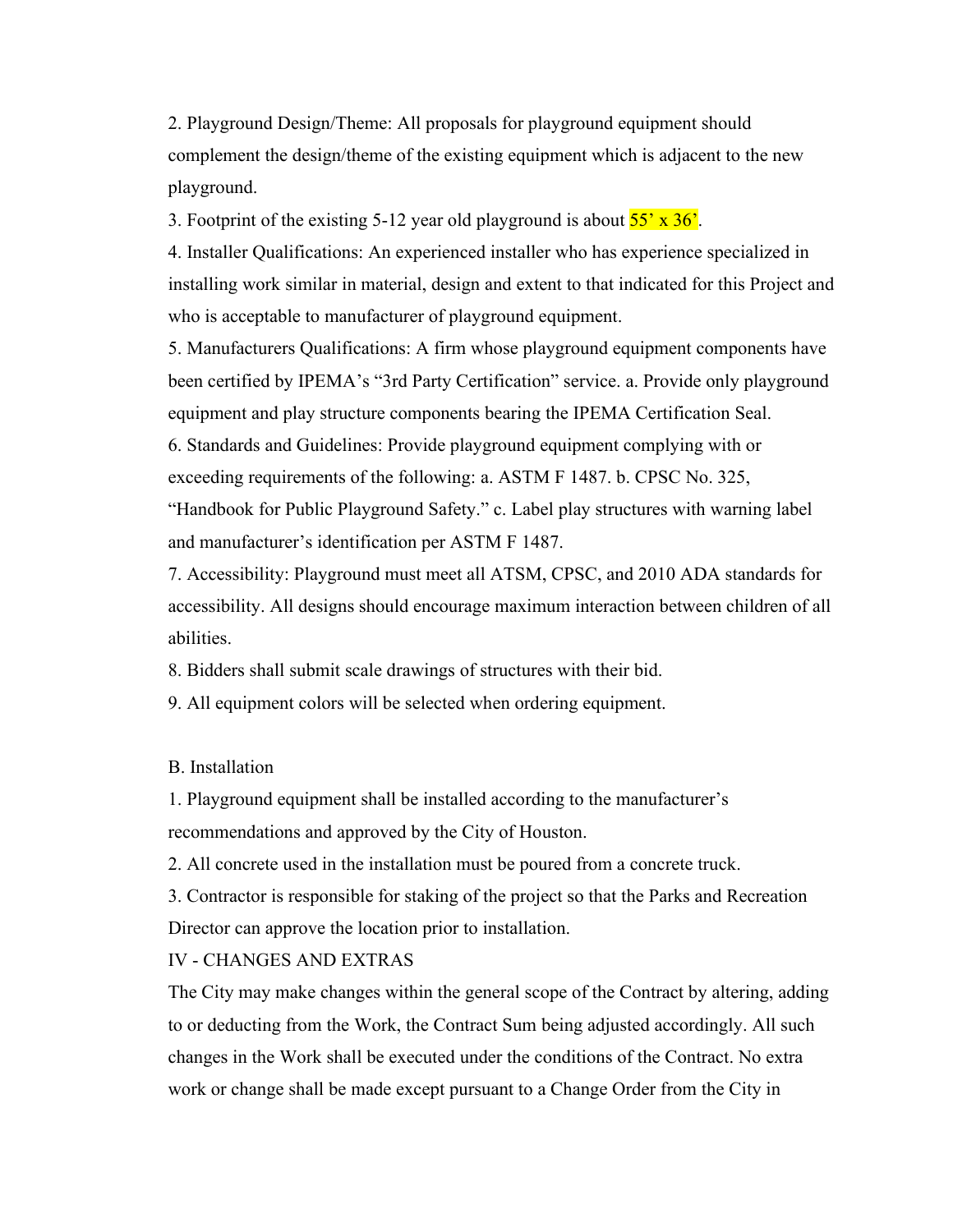2. Playground Design/Theme: All proposals for playground equipment should complement the design/theme of the existing equipment which is adjacent to the new playground.

3. Footprint of the existing 5-12 year old playground is about 55' x 36'.

4. Installer Qualifications: An experienced installer who has experience specialized in installing work similar in material, design and extent to that indicated for this Project and who is acceptable to manufacturer of playground equipment.

5. Manufacturers Qualifications: A firm whose playground equipment components have been certified by IPEMA's "3rd Party Certification" service. a. Provide only playground equipment and play structure components bearing the IPEMA Certification Seal.

6. Standards and Guidelines: Provide playground equipment complying with or exceeding requirements of the following: a. ASTM F 1487. b. CPSC No. 325, "Handbook for Public Playground Safety." c. Label play structures with warning label and manufacturer's identification per ASTM F 1487.

7. Accessibility: Playground must meet all ATSM, CPSC, and 2010 ADA standards for accessibility. All designs should encourage maximum interaction between children of all abilities.

8. Bidders shall submit scale drawings of structures with their bid.

9. All equipment colors will be selected when ordering equipment.

B. Installation

1. Playground equipment shall be installed according to the manufacturer's recommendations and approved by the City of Houston.

2. All concrete used in the installation must be poured from a concrete truck.

3. Contractor is responsible for staking of the project so that the Parks and Recreation Director can approve the location prior to installation.

IV - CHANGES AND EXTRAS

The City may make changes within the general scope of the Contract by altering, adding to or deducting from the Work, the Contract Sum being adjusted accordingly. All such changes in the Work shall be executed under the conditions of the Contract. No extra work or change shall be made except pursuant to a Change Order from the City in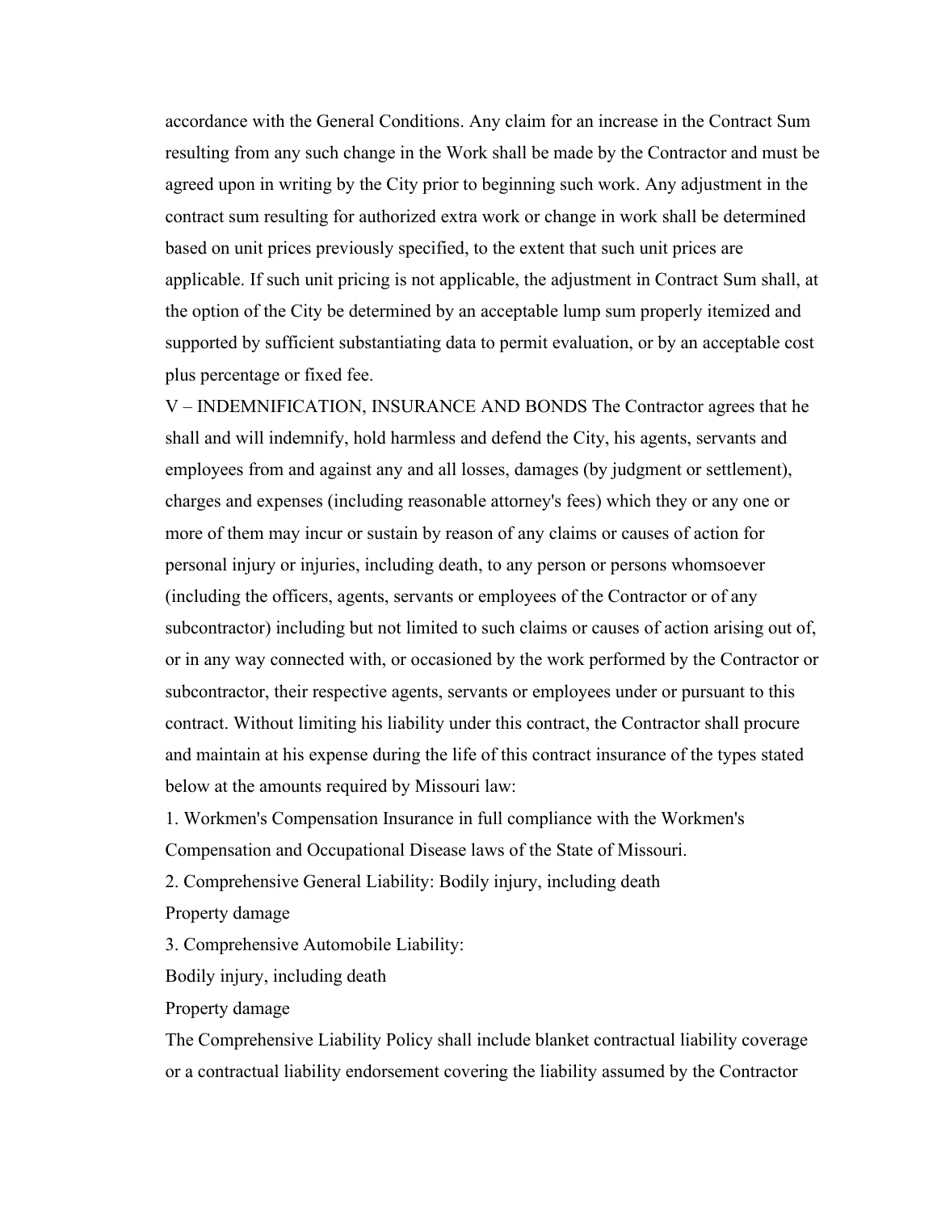accordance with the General Conditions. Any claim for an increase in the Contract Sum resulting from any such change in the Work shall be made by the Contractor and must be agreed upon in writing by the City prior to beginning such work. Any adjustment in the contract sum resulting for authorized extra work or change in work shall be determined based on unit prices previously specified, to the extent that such unit prices are applicable. If such unit pricing is not applicable, the adjustment in Contract Sum shall, at the option of the City be determined by an acceptable lump sum properly itemized and supported by sufficient substantiating data to permit evaluation, or by an acceptable cost plus percentage or fixed fee.

V – INDEMNIFICATION, INSURANCE AND BONDS The Contractor agrees that he shall and will indemnify, hold harmless and defend the City, his agents, servants and employees from and against any and all losses, damages (by judgment or settlement), charges and expenses (including reasonable attorney's fees) which they or any one or more of them may incur or sustain by reason of any claims or causes of action for personal injury or injuries, including death, to any person or persons whomsoever (including the officers, agents, servants or employees of the Contractor or of any subcontractor) including but not limited to such claims or causes of action arising out of, or in any way connected with, or occasioned by the work performed by the Contractor or subcontractor, their respective agents, servants or employees under or pursuant to this contract. Without limiting his liability under this contract, the Contractor shall procure and maintain at his expense during the life of this contract insurance of the types stated below at the amounts required by Missouri law:

1. Workmen's Compensation Insurance in full compliance with the Workmen's Compensation and Occupational Disease laws of the State of Missouri.
2. Comprehensive General Liability: Bodily injury, including death
   Property damage
3. Comprehensive Automobile Liability:
   Bodily injury, including death
   Property damage

The Comprehensive Liability Policy shall include blanket contractual liability coverage or a contractual liability endorsement covering the liability assumed by the Contractor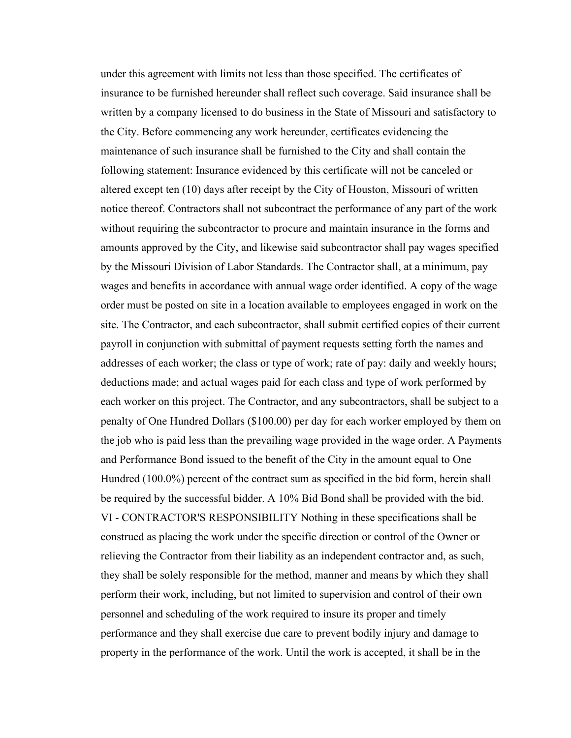under this agreement with limits not less than those specified. The certificates of insurance to be furnished hereunder shall reflect such coverage. Said insurance shall be written by a company licensed to do business in the State of Missouri and satisfactory to the City. Before commencing any work hereunder, certificates evidencing the maintenance of such insurance shall be furnished to the City and shall contain the following statement: Insurance evidenced by this certificate will not be canceled or altered except ten (10) days after receipt by the City of Houston, Missouri of written notice thereof. Contractors shall not subcontract the performance of any part of the work without requiring the subcontractor to procure and maintain insurance in the forms and amounts approved by the City, and likewise said subcontractor shall pay wages specified by the Missouri Division of Labor Standards. The Contractor shall, at a minimum, pay wages and benefits in accordance with annual wage order identified. A copy of the wage order must be posted on site in a location available to employees engaged in work on the site. The Contractor, and each subcontractor, shall submit certified copies of their current payroll in conjunction with submittal of payment requests setting forth the names and addresses of each worker; the class or type of work; rate of pay: daily and weekly hours; deductions made; and actual wages paid for each class and type of work performed by each worker on this project. The Contractor, and any subcontractors, shall be subject to a penalty of One Hundred Dollars ($100.00) per day for each worker employed by them on the job who is paid less than the prevailing wage provided in the wage order. A Payments and Performance Bond issued to the benefit of the City in the amount equal to One Hundred (100.0%) percent of the contract sum as specified in the bid form, herein shall be required by the successful bidder. A 10% Bid Bond shall be provided with the bid.

VI - CONTRACTOR'S RESPONSIBILITY Nothing in these specifications shall be construed as placing the work under the specific direction or control of the Owner or relieving the Contractor from their liability as an independent contractor and, as such, they shall be solely responsible for the method, manner and means by which they shall perform their work, including, but not limited to supervision and control of their own personnel and scheduling of the work required to insure its proper and timely performance and they shall exercise due care to prevent bodily injury and damage to property in the performance of the work. Until the work is accepted, it shall be in the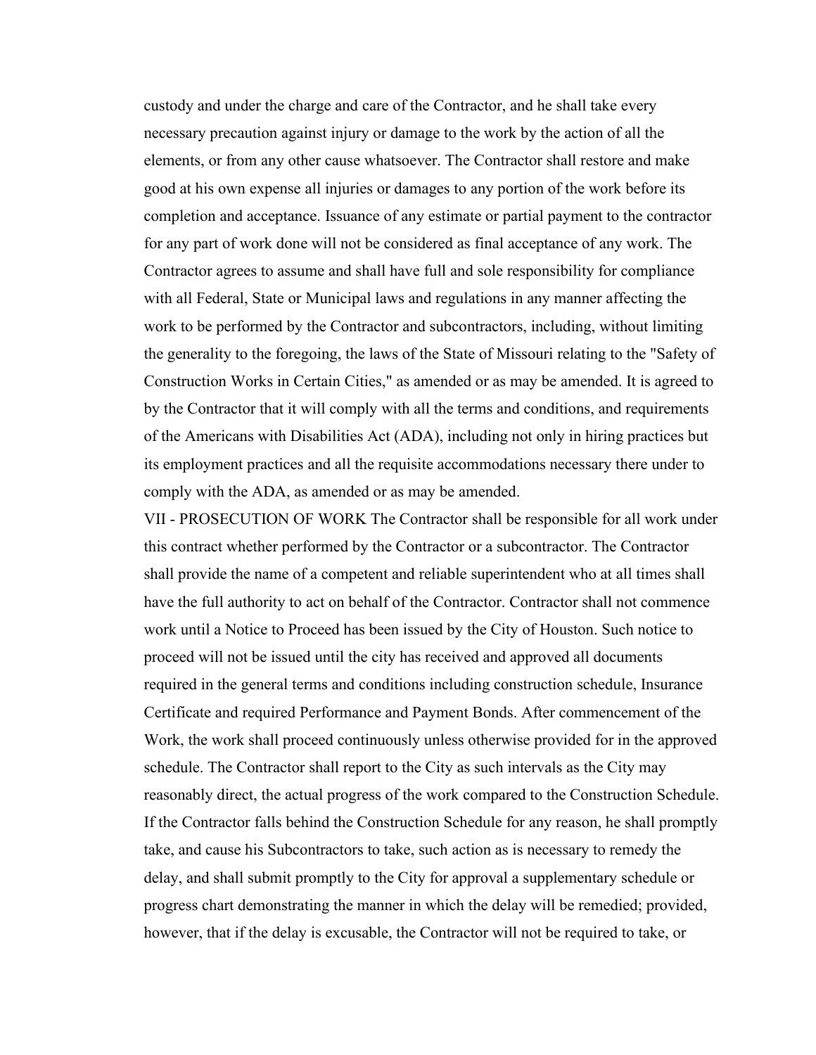custody and under the charge and care of the Contractor, and he shall take every necessary precaution against injury or damage to the work by the action of all the elements, or from any other cause whatsoever. The Contractor shall restore and make good at his own expense all injuries or damages to any portion of the work before its completion and acceptance. Issuance of any estimate or partial payment to the contractor for any part of work done will not be considered as final acceptance of any work. The Contractor agrees to assume and shall have full and sole responsibility for compliance with all Federal, State or Municipal laws and regulations in any manner affecting the work to be performed by the Contractor and subcontractors, including, without limiting the generality to the foregoing, the laws of the State of Missouri relating to the "Safety of Construction Works in Certain Cities," as amended or as may be amended. It is agreed to by the Contractor that it will comply with all the terms and conditions, and requirements of the Americans with Disabilities Act (ADA), including not only in hiring practices but its employment practices and all the requisite accommodations necessary there under to comply with the ADA, as amended or as may be amended.

VII - PROSECUTION OF WORK The Contractor shall be responsible for all work under this contract whether performed by the Contractor or a subcontractor. The Contractor shall provide the name of a competent and reliable superintendent who at all times shall have the full authority to act on behalf of the Contractor. Contractor shall not commence work until a Notice to Proceed has been issued by the City of Houston. Such notice to proceed will not be issued until the city has received and approved all documents required in the general terms and conditions including construction schedule, Insurance Certificate and required Performance and Payment Bonds. After commencement of the Work, the work shall proceed continuously unless otherwise provided for in the approved schedule. The Contractor shall report to the City as such intervals as the City may reasonably direct, the actual progress of the work compared to the Construction Schedule. If the Contractor falls behind the Construction Schedule for any reason, he shall promptly take, and cause his Subcontractors to take, such action as is necessary to remedy the delay, and shall submit promptly to the City for approval a supplementary schedule or progress chart demonstrating the manner in which the delay will be remedied; provided, however, that if the delay is excusable, the Contractor will not be required to take, or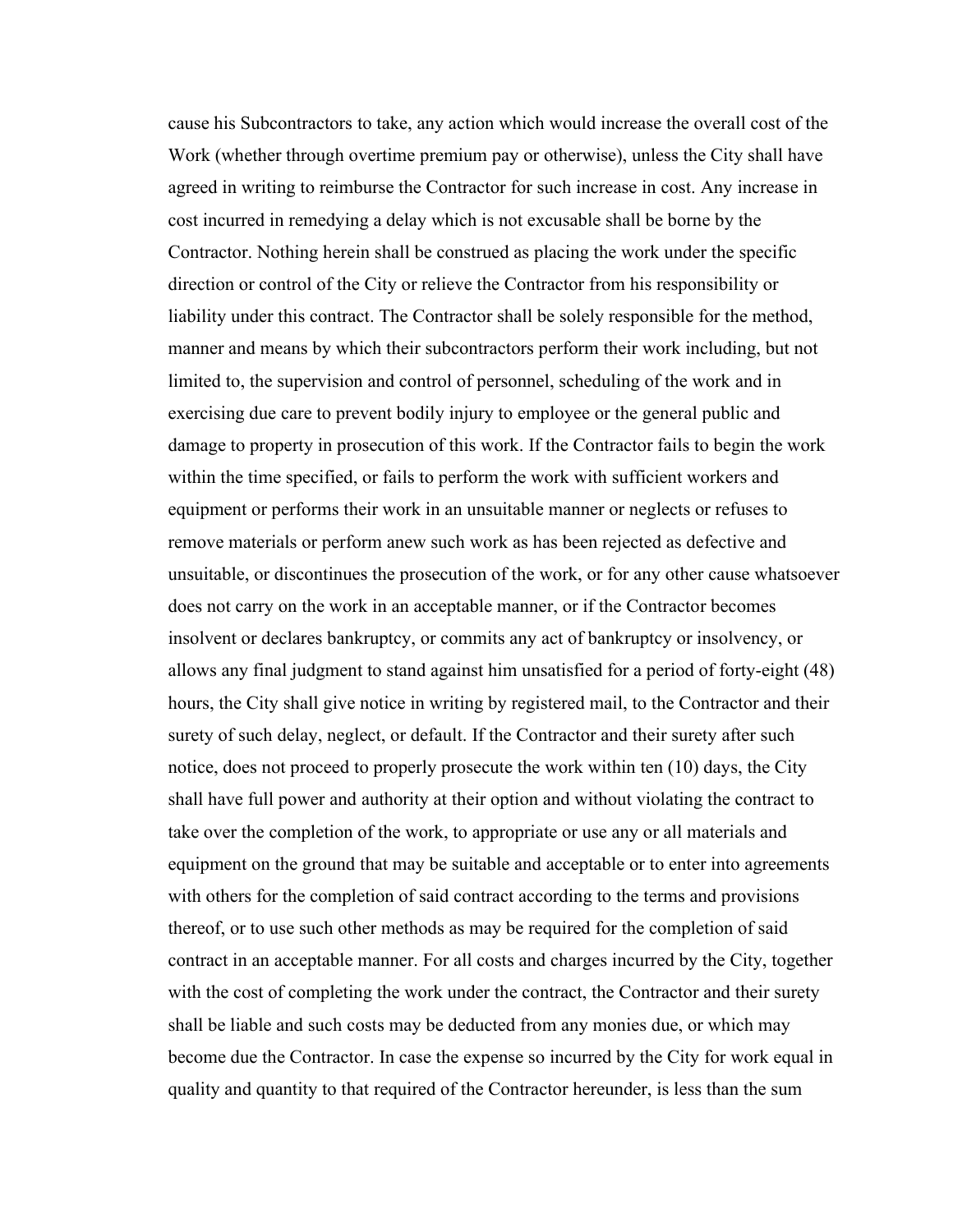cause his Subcontractors to take, any action which would increase the overall cost of the Work (whether through overtime premium pay or otherwise), unless the City shall have agreed in writing to reimburse the Contractor for such increase in cost. Any increase in cost incurred in remedying a delay which is not excusable shall be borne by the Contractor. Nothing herein shall be construed as placing the work under the specific direction or control of the City or relieve the Contractor from his responsibility or liability under this contract. The Contractor shall be solely responsible for the method, manner and means by which their subcontractors perform their work including, but not limited to, the supervision and control of personnel, scheduling of the work and in exercising due care to prevent bodily injury to employee or the general public and damage to property in prosecution of this work. If the Contractor fails to begin the work within the time specified, or fails to perform the work with sufficient workers and equipment or performs their work in an unsuitable manner or neglects or refuses to remove materials or perform anew such work as has been rejected as defective and unsuitable, or discontinues the prosecution of the work, or for any other cause whatsoever does not carry on the work in an acceptable manner, or if the Contractor becomes insolvent or declares bankruptcy, or commits any act of bankruptcy or insolvency, or allows any final judgment to stand against him unsatisfied for a period of forty-eight (48) hours, the City shall give notice in writing by registered mail, to the Contractor and their surety of such delay, neglect, or default. If the Contractor and their surety after such notice, does not proceed to properly prosecute the work within ten (10) days, the City shall have full power and authority at their option and without violating the contract to take over the completion of the work, to appropriate or use any or all materials and equipment on the ground that may be suitable and acceptable or to enter into agreements with others for the completion of said contract according to the terms and provisions thereof, or to use such other methods as may be required for the completion of said contract in an acceptable manner. For all costs and charges incurred by the City, together with the cost of completing the work under the contract, the Contractor and their surety shall be liable and such costs may be deducted from any monies due, or which may become due the Contractor. In case the expense so incurred by the City for work equal in quality and quantity to that required of the Contractor hereunder, is less than the sum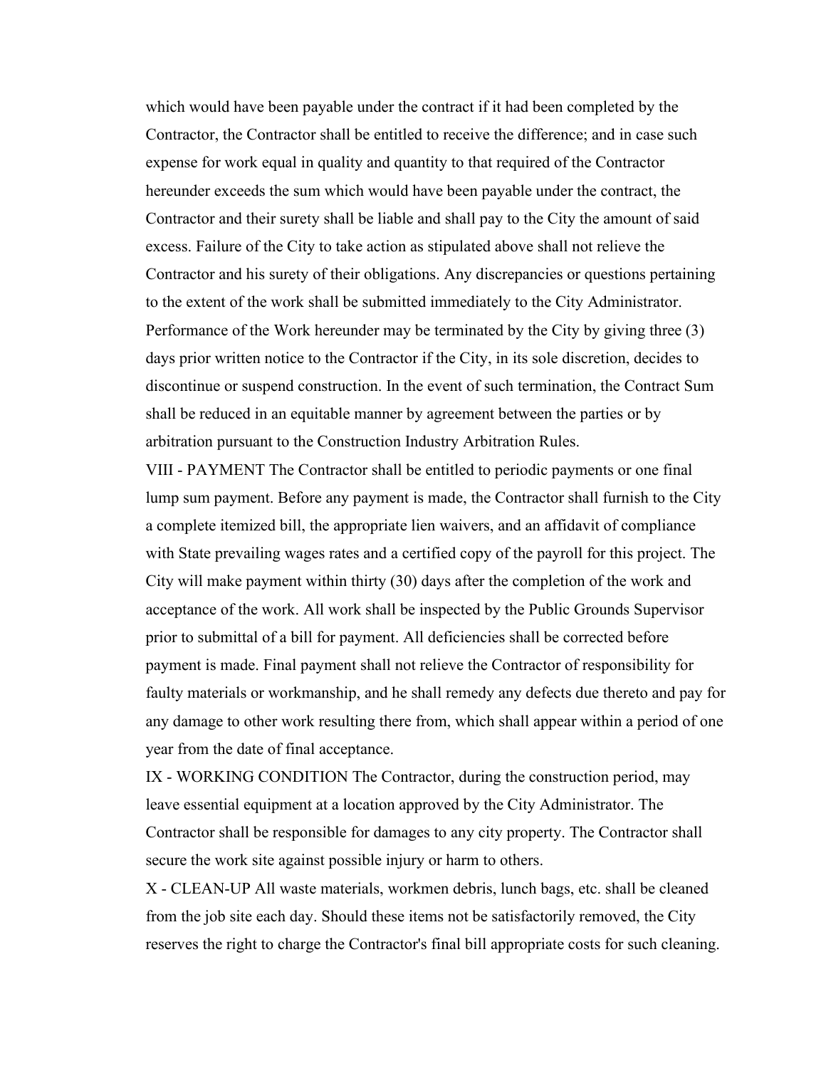which would have been payable under the contract if it had been completed by the Contractor, the Contractor shall be entitled to receive the difference; and in case such expense for work equal in quality and quantity to that required of the Contractor hereunder exceeds the sum which would have been payable under the contract, the Contractor and their surety shall be liable and shall pay to the City the amount of said excess. Failure of the City to take action as stipulated above shall not relieve the Contractor and his surety of their obligations. Any discrepancies or questions pertaining to the extent of the work shall be submitted immediately to the City Administrator. Performance of the Work hereunder may be terminated by the City by giving three (3) days prior written notice to the Contractor if the City, in its sole discretion, decides to discontinue or suspend construction. In the event of such termination, the Contract Sum shall be reduced in an equitable manner by agreement between the parties or by arbitration pursuant to the Construction Industry Arbitration Rules.

VIII - PAYMENT The Contractor shall be entitled to periodic payments or one final lump sum payment. Before any payment is made, the Contractor shall furnish to the City a complete itemized bill, the appropriate lien waivers, and an affidavit of compliance with State prevailing wages rates and a certified copy of the payroll for this project. The City will make payment within thirty (30) days after the completion of the work and acceptance of the work. All work shall be inspected by the Public Grounds Supervisor prior to submittal of a bill for payment. All deficiencies shall be corrected before payment is made. Final payment shall not relieve the Contractor of responsibility for faulty materials or workmanship, and he shall remedy any defects due thereto and pay for any damage to other work resulting there from, which shall appear within a period of one year from the date of final acceptance.

IX - WORKING CONDITION The Contractor, during the construction period, may leave essential equipment at a location approved by the City Administrator. The Contractor shall be responsible for damages to any city property. The Contractor shall secure the work site against possible injury or harm to others.

X - CLEAN-UP All waste materials, workmen debris, lunch bags, etc. shall be cleaned from the job site each day. Should these items not be satisfactorily removed, the City reserves the right to charge the Contractor's final bill appropriate costs for such cleaning.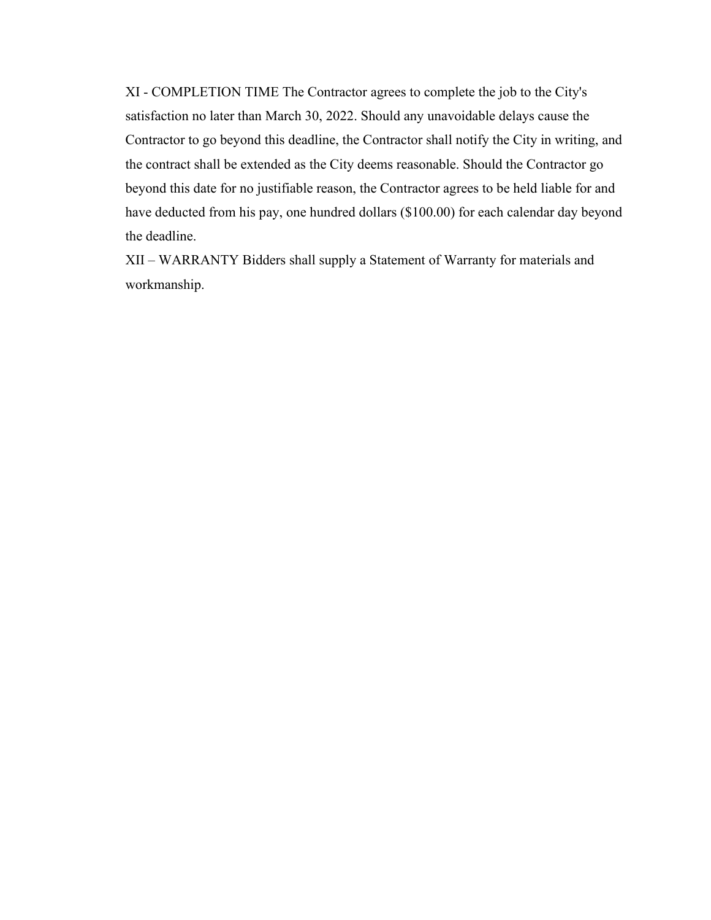XI - COMPLETION TIME The Contractor agrees to complete the job to the City's satisfaction no later than March 30, 2022. Should any unavoidable delays cause the Contractor to go beyond this deadline, the Contractor shall notify the City in writing, and the contract shall be extended as the City deems reasonable. Should the Contractor go beyond this date for no justifiable reason, the Contractor agrees to be held liable for and have deducted from his pay, one hundred dollars ($100.00) for each calendar day beyond the deadline.

XII – WARRANTY Bidders shall supply a Statement of Warranty for materials and workmanship.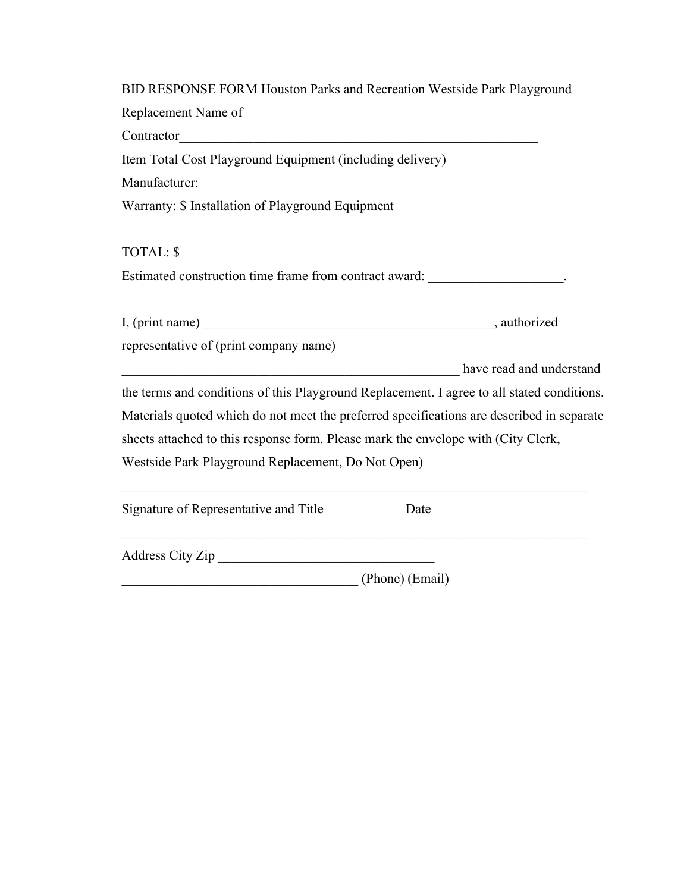BID RESPONSE FORM Houston Parks and Recreation Westside Park Playground Replacement Name of

Contractor_______________________________________________________

Item Total Cost Playground Equipment (including delivery)

Manufacturer:

Warranty: $ Installation of Playground Equipment

TOTAL: $

Estimated construction time frame from contract award: ____________________.

I, (print name) ___________________________________________, authorized representative of (print company name) ___________________________________________________ have read and understand the terms and conditions of this Playground Replacement. I agree to all stated conditions. Materials quoted which do not meet the preferred specifications are described in separate sheets attached to this response form. Please mark the envelope with (City Clerk, Westside Park Playground Replacement, Do Not Open)

_________________________________________________________________________

Signature of Representative and Title                    Date

_________________________________________________________________________

Address City Zip _________________________________

____________________________________ (Phone) (Email)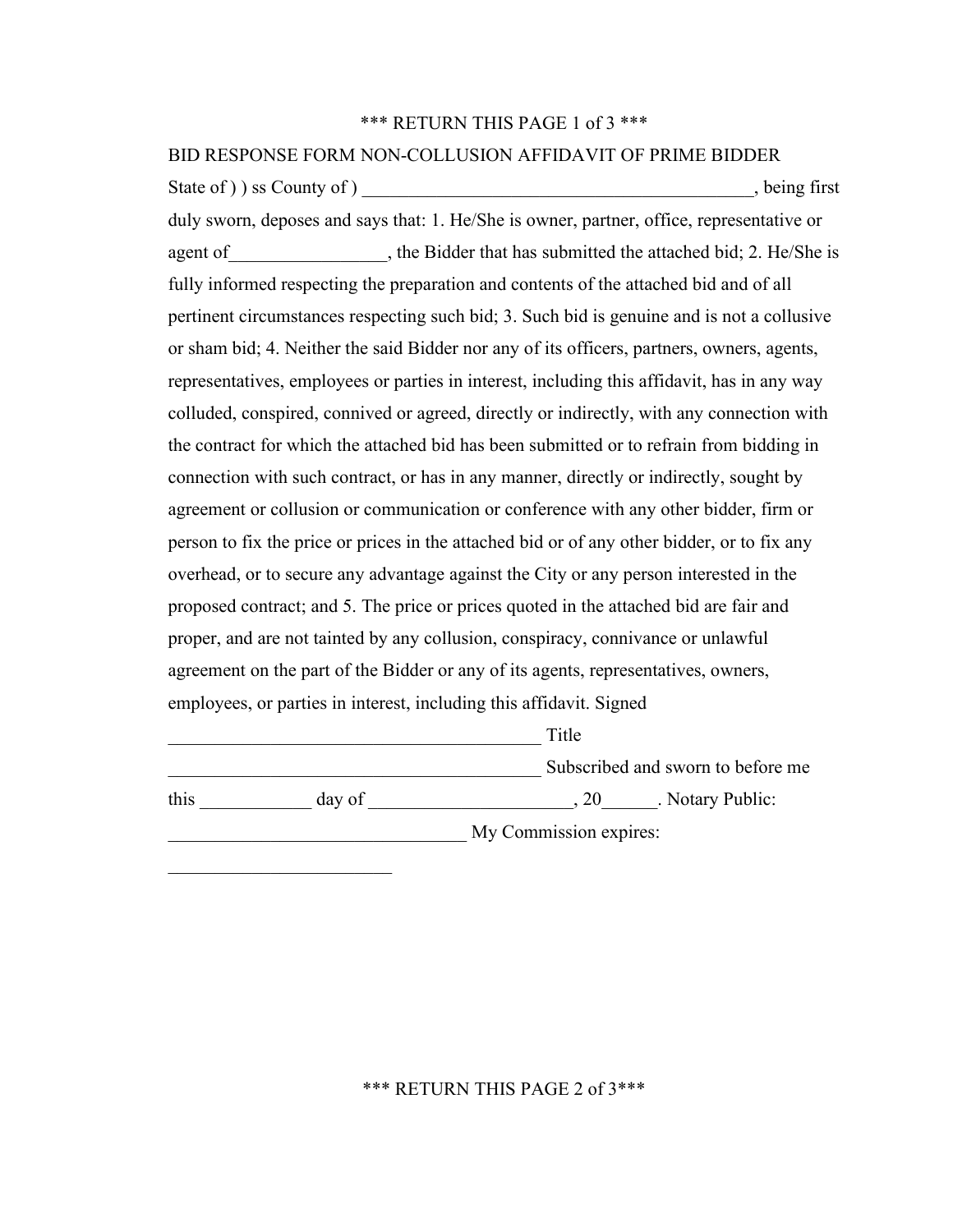\*\*\* RETURN THIS PAGE 1 of 3 \*\*\*

BID RESPONSE FORM NON-COLLUSION AFFIDAVIT OF PRIME BIDDER

State of ) ) ss County of ) __________________________________________, being first duly sworn, deposes and says that: 1. He/She is owner, partner, office, representative or agent of_________________, the Bidder that has submitted the attached bid; 2. He/She is fully informed respecting the preparation and contents of the attached bid and of all pertinent circumstances respecting such bid; 3. Such bid is genuine and is not a collusive or sham bid; 4. Neither the said Bidder nor any of its officers, partners, owners, agents, representatives, employees or parties in interest, including this affidavit, has in any way colluded, conspired, connived or agreed, directly or indirectly, with any connection with the contract for which the attached bid has been submitted or to refrain from bidding in connection with such contract, or has in any manner, directly or indirectly, sought by agreement or collusion or communication or conference with any other bidder, firm or person to fix the price or prices in the attached bid or of any other bidder, or to fix any overhead, or to secure any advantage against the City or any person interested in the proposed contract; and 5. The price or prices quoted in the attached bid are fair and proper, and are not tainted by any collusion, conspiracy, connivance or unlawful agreement on the part of the Bidder or any of its agents, representatives, owners, employees, or parties in interest, including this affidavit. Signed

________________________________________ Title

________________________________________ Subscribed and sworn to before me this ____________ day of _____________________, 20______. Notary Public:

________________________________ My Commission expires:

________________________

\*\*\* RETURN THIS PAGE 2 of 3\*\*\*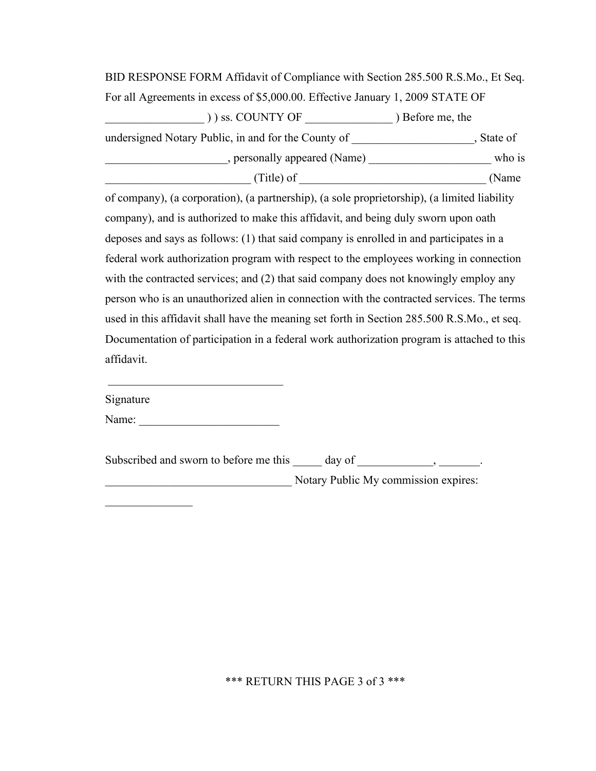BID RESPONSE FORM Affidavit of Compliance with Section 285.500 R.S.Mo., Et Seq. For all Agreements in excess of $5,000.00. Effective January 1, 2009 STATE OF _________________ ) ) ss. COUNTY OF _______________ ) Before me, the undersigned Notary Public, in and for the County of _____________________, State of _____________________, personally appeared (Name) _____________________ who is _________________________ (Title) of ________________________________ (Name of company), (a corporation), (a partnership), (a sole proprietorship), (a limited liability company), and is authorized to make this affidavit, and being duly sworn upon oath deposes and says as follows: (1) that said company is enrolled in and participates in a federal work authorization program with respect to the employees working in connection with the contracted services; and (2) that said company does not knowingly employ any person who is an unauthorized alien in connection with the contracted services. The terms used in this affidavit shall have the meaning set forth in Section 285.500 R.S.Mo., et seq. Documentation of participation in a federal work authorization program is attached to this affidavit.

______________________________

Signature

Name: ________________________

Subscribed and sworn to before me this _____ day of _____________, _______.

________________________________ Notary Public My commission expires: _______________

*** RETURN THIS PAGE 3 of 3 ***